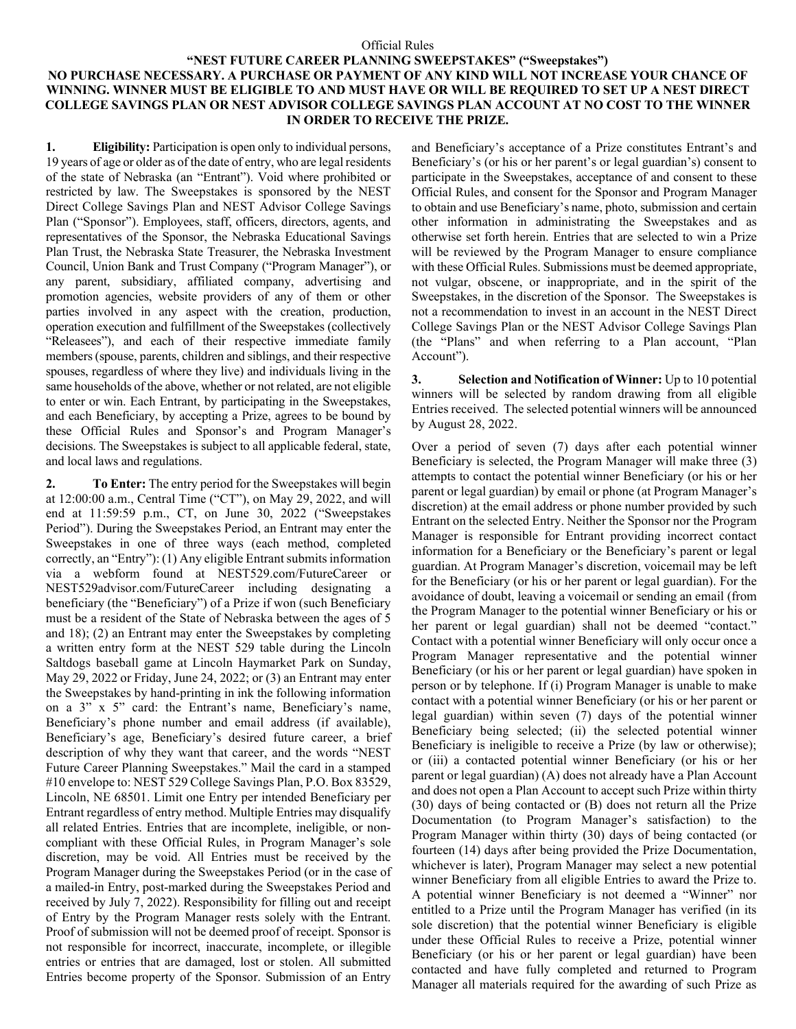Official Rules

**"NEST FUTURE CAREER PLANNING SWEEPSTAKES" ("Sweepstakes")**

**NO PURCHASE NECESSARY. A PURCHASE OR PAYMENT OF ANY KIND WILL NOT INCREASE YOUR CHANCE OF WINNING. WINNER MUST BE ELIGIBLE TO AND MUST HAVE OR WILL BE REQUIRED TO SET UP A NEST DIRECT COLLEGE SAVINGS PLAN OR NEST ADVISOR COLLEGE SAVINGS PLAN ACCOUNT AT NO COST TO THE WINNER IN ORDER TO RECEIVE THE PRIZE.**

**1. Eligibility:** Participation is open only to individual persons, 19 years of age or older as of the date of entry, who are legal residents of the state of Nebraska (an "Entrant"). Void where prohibited or restricted by law. The Sweepstakes is sponsored by the NEST Direct College Savings Plan and NEST Advisor College Savings Plan ("Sponsor"). Employees, staff, officers, directors, agents, and representatives of the Sponsor, the Nebraska Educational Savings Plan Trust, the Nebraska State Treasurer, the Nebraska Investment Council, Union Bank and Trust Company ("Program Manager"), or any parent, subsidiary, affiliated company, advertising and promotion agencies, website providers of any of them or other parties involved in any aspect with the creation, production, operation execution and fulfillment of the Sweepstakes (collectively "Releasees"), and each of their respective immediate family members (spouse, parents, children and siblings, and their respective spouses, regardless of where they live) and individuals living in the same households of the above, whether or not related, are not eligible to enter or win. Each Entrant, by participating in the Sweepstakes, and each Beneficiary, by accepting a Prize, agrees to be bound by these Official Rules and Sponsor's and Program Manager's decisions. The Sweepstakes is subject to all applicable federal, state, and local laws and regulations.

**2. To Enter:** The entry period for the Sweepstakes will begin at 12:00:00 a.m., Central Time ("CT"), on May 29, 2022, and will end at 11:59:59 p.m., CT, on June 30, 2022 ("Sweepstakes Period"). During the Sweepstakes Period, an Entrant may enter the Sweepstakes in one of three ways (each method, completed correctly, an "Entry"): (1) Any eligible Entrant submits information via a webform found at NEST529.com/FutureCareer or NEST529advisor.com/FutureCareer including designating a beneficiary (the "Beneficiary") of a Prize if won (such Beneficiary must be a resident of the State of Nebraska between the ages of 5 and 18); (2) an Entrant may enter the Sweepstakes by completing a written entry form at the NEST 529 table during the Lincoln Saltdogs baseball game at Lincoln Haymarket Park on Sunday, May 29, 2022 or Friday, June 24, 2022; or (3) an Entrant may enter the Sweepstakes by hand-printing in ink the following information on a 3" x 5" card: the Entrant's name, Beneficiary's name, Beneficiary's phone number and email address (if available), Beneficiary's age, Beneficiary's desired future career, a brief description of why they want that career, and the words "NEST Future Career Planning Sweepstakes." Mail the card in a stamped #10 envelope to: NEST 529 College Savings Plan, P.O. Box 83529, Lincoln, NE 68501. Limit one Entry per intended Beneficiary per Entrant regardless of entry method. Multiple Entries may disqualify all related Entries. Entries that are incomplete, ineligible, or non-compliant with these Official Rules, in Program Manager's sole discretion, may be void. All Entries must be received by the Program Manager during the Sweepstakes Period (or in the case of a mailed-in Entry, post-marked during the Sweepstakes Period and received by July 7, 2022). Responsibility for filling out and receipt of Entry by the Program Manager rests solely with the Entrant. Proof of submission will not be deemed proof of receipt. Sponsor is not responsible for incorrect, inaccurate, incomplete, or illegible entries or entries that are damaged, lost or stolen. All submitted Entries become property of the Sponsor. Submission of an Entry and Beneficiary's acceptance of a Prize constitutes Entrant's and Beneficiary's (or his or her parent's or legal guardian's) consent to participate in the Sweepstakes, acceptance of and consent to these Official Rules, and consent for the Sponsor and Program Manager to obtain and use Beneficiary's name, photo, submission and certain other information in administrating the Sweepstakes and as otherwise set forth herein. Entries that are selected to win a Prize will be reviewed by the Program Manager to ensure compliance with these Official Rules. Submissions must be deemed appropriate, not vulgar, obscene, or inappropriate, and in the spirit of the Sweepstakes, in the discretion of the Sponsor. The Sweepstakes is not a recommendation to invest in an account in the NEST Direct College Savings Plan or the NEST Advisor College Savings Plan (the "Plans" and when referring to a Plan account, "Plan Account").

**3. Selection and Notification of Winner:** Up to 10 potential winners will be selected by random drawing from all eligible Entries received. The selected potential winners will be announced by August 28, 2022.

Over a period of seven (7) days after each potential winner Beneficiary is selected, the Program Manager will make three (3) attempts to contact the potential winner Beneficiary (or his or her parent or legal guardian) by email or phone (at Program Manager's discretion) at the email address or phone number provided by such Entrant on the selected Entry. Neither the Sponsor nor the Program Manager is responsible for Entrant providing incorrect contact information for a Beneficiary or the Beneficiary's parent or legal guardian. At Program Manager's discretion, voicemail may be left for the Beneficiary (or his or her parent or legal guardian). For the avoidance of doubt, leaving a voicemail or sending an email (from the Program Manager to the potential winner Beneficiary or his or her parent or legal guardian) shall not be deemed "contact." Contact with a potential winner Beneficiary will only occur once a Program Manager representative and the potential winner Beneficiary (or his or her parent or legal guardian) have spoken in person or by telephone. If (i) Program Manager is unable to make contact with a potential winner Beneficiary (or his or her parent or legal guardian) within seven (7) days of the potential winner Beneficiary being selected; (ii) the selected potential winner Beneficiary is ineligible to receive a Prize (by law or otherwise); or (iii) a contacted potential winner Beneficiary (or his or her parent or legal guardian) (A) does not already have a Plan Account and does not open a Plan Account to accept such Prize within thirty (30) days of being contacted or (B) does not return all the Prize Documentation (to Program Manager's satisfaction) to the Program Manager within thirty (30) days of being contacted (or fourteen (14) days after being provided the Prize Documentation, whichever is later), Program Manager may select a new potential winner Beneficiary from all eligible Entries to award the Prize to. A potential winner Beneficiary is not deemed a "Winner" nor entitled to a Prize until the Program Manager has verified (in its sole discretion) that the potential winner Beneficiary is eligible under these Official Rules to receive a Prize, potential winner Beneficiary (or his or her parent or legal guardian) have been contacted and have fully completed and returned to Program Manager all materials required for the awarding of such Prize as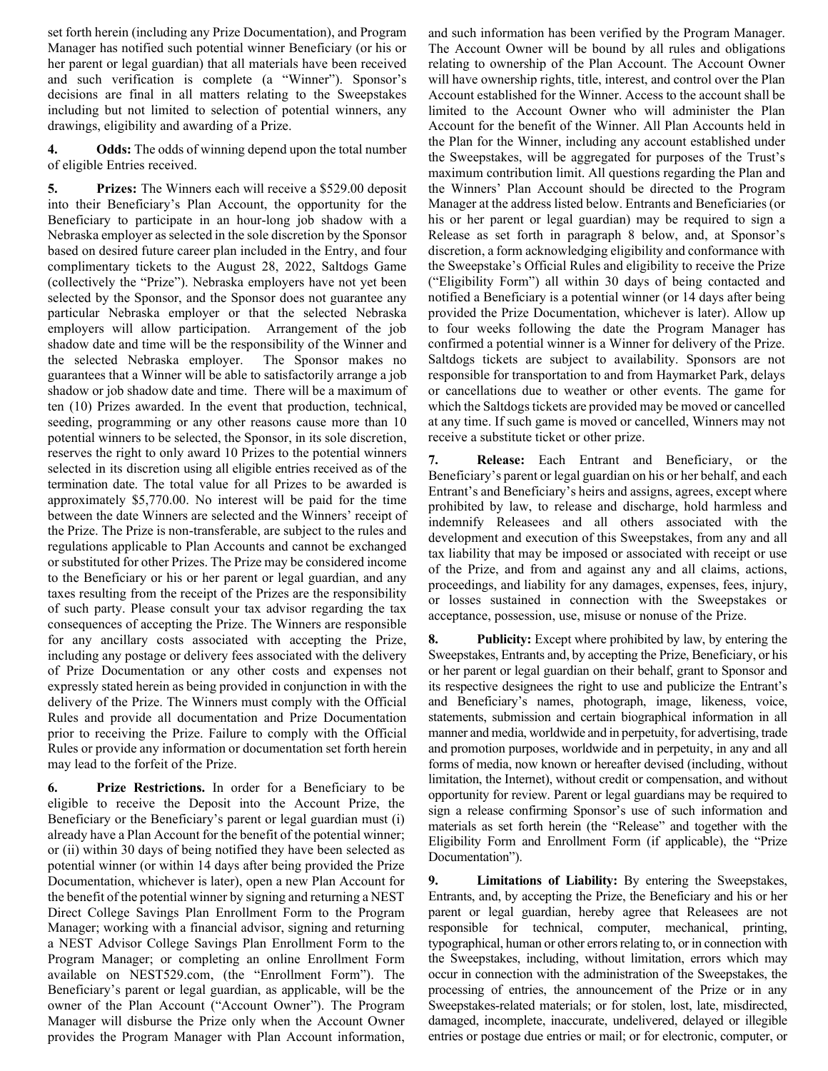set forth herein (including any Prize Documentation), and Program Manager has notified such potential winner Beneficiary (or his or her parent or legal guardian) that all materials have been received and such verification is complete (a "Winner"). Sponsor's decisions are final in all matters relating to the Sweepstakes including but not limited to selection of potential winners, any drawings, eligibility and awarding of a Prize.

**4. Odds:** The odds of winning depend upon the total number of eligible Entries received.

**5. Prizes:** The Winners each will receive a $529.00 deposit into their Beneficiary's Plan Account, the opportunity for the Beneficiary to participate in an hour-long job shadow with a Nebraska employer as selected in the sole discretion by the Sponsor based on desired future career plan included in the Entry, and four complimentary tickets to the August 28, 2022, Saltdogs Game (collectively the "Prize"). Nebraska employers have not yet been selected by the Sponsor, and the Sponsor does not guarantee any particular Nebraska employer or that the selected Nebraska employers will allow participation. Arrangement of the job shadow date and time will be the responsibility of the Winner and the selected Nebraska employer. The Sponsor makes no guarantees that a Winner will be able to satisfactorily arrange a job shadow or job shadow date and time. There will be a maximum of ten (10) Prizes awarded. In the event that production, technical, seeding, programming or any other reasons cause more than 10 potential winners to be selected, the Sponsor, in its sole discretion, reserves the right to only award 10 Prizes to the potential winners selected in its discretion using all eligible entries received as of the termination date. The total value for all Prizes to be awarded is approximately $5,770.00. No interest will be paid for the time between the date Winners are selected and the Winners' receipt of the Prize. The Prize is non-transferable, are subject to the rules and regulations applicable to Plan Accounts and cannot be exchanged or substituted for other Prizes. The Prize may be considered income to the Beneficiary or his or her parent or legal guardian, and any taxes resulting from the receipt of the Prizes are the responsibility of such party. Please consult your tax advisor regarding the tax consequences of accepting the Prize. The Winners are responsible for any ancillary costs associated with accepting the Prize, including any postage or delivery fees associated with the delivery of Prize Documentation or any other costs and expenses not expressly stated herein as being provided in conjunction in with the delivery of the Prize. The Winners must comply with the Official Rules and provide all documentation and Prize Documentation prior to receiving the Prize. Failure to comply with the Official Rules or provide any information or documentation set forth herein may lead to the forfeit of the Prize.

**6. Prize Restrictions.** In order for a Beneficiary to be eligible to receive the Deposit into the Account Prize, the Beneficiary or the Beneficiary's parent or legal guardian must (i) already have a Plan Account for the benefit of the potential winner; or (ii) within 30 days of being notified they have been selected as potential winner (or within 14 days after being provided the Prize Documentation, whichever is later), open a new Plan Account for the benefit of the potential winner by signing and returning a NEST Direct College Savings Plan Enrollment Form to the Program Manager; working with a financial advisor, signing and returning a NEST Advisor College Savings Plan Enrollment Form to the Program Manager; or completing an online Enrollment Form available on NEST529.com, (the "Enrollment Form"). The Beneficiary's parent or legal guardian, as applicable, will be the owner of the Plan Account ("Account Owner"). The Program Manager will disburse the Prize only when the Account Owner provides the Program Manager with Plan Account information, and such information has been verified by the Program Manager. The Account Owner will be bound by all rules and obligations relating to ownership of the Plan Account. The Account Owner will have ownership rights, title, interest, and control over the Plan Account established for the Winner. Access to the account shall be limited to the Account Owner who will administer the Plan Account for the benefit of the Winner. All Plan Accounts held in the Plan for the Winner, including any account established under the Sweepstakes, will be aggregated for purposes of the Trust's maximum contribution limit. All questions regarding the Plan and the Winners' Plan Account should be directed to the Program Manager at the address listed below. Entrants and Beneficiaries (or his or her parent or legal guardian) may be required to sign a Release as set forth in paragraph 8 below, and, at Sponsor's discretion, a form acknowledging eligibility and conformance with the Sweepstake's Official Rules and eligibility to receive the Prize ("Eligibility Form") all within 30 days of being contacted and notified a Beneficiary is a potential winner (or 14 days after being provided the Prize Documentation, whichever is later). Allow up to four weeks following the date the Program Manager has confirmed a potential winner is a Winner for delivery of the Prize. Saltdogs tickets are subject to availability. Sponsors are not responsible for transportation to and from Haymarket Park, delays or cancellations due to weather or other events. The game for which the Saltdogs tickets are provided may be moved or cancelled at any time. If such game is moved or cancelled, Winners may not receive a substitute ticket or other prize.

**7. Release:** Each Entrant and Beneficiary, or the Beneficiary's parent or legal guardian on his or her behalf, and each Entrant's and Beneficiary's heirs and assigns, agrees, except where prohibited by law, to release and discharge, hold harmless and indemnify Releasees and all others associated with the development and execution of this Sweepstakes, from any and all tax liability that may be imposed or associated with receipt or use of the Prize, and from and against any and all claims, actions, proceedings, and liability for any damages, expenses, fees, injury, or losses sustained in connection with the Sweepstakes or acceptance, possession, use, misuse or nonuse of the Prize.

**8. Publicity:** Except where prohibited by law, by entering the Sweepstakes, Entrants and, by accepting the Prize, Beneficiary, or his or her parent or legal guardian on their behalf, grant to Sponsor and its respective designees the right to use and publicize the Entrant's and Beneficiary's names, photograph, image, likeness, voice, statements, submission and certain biographical information in all manner and media, worldwide and in perpetuity, for advertising, trade and promotion purposes, worldwide and in perpetuity, in any and all forms of media, now known or hereafter devised (including, without limitation, the Internet), without credit or compensation, and without opportunity for review. Parent or legal guardians may be required to sign a release confirming Sponsor's use of such information and materials as set forth herein (the "Release" and together with the Eligibility Form and Enrollment Form (if applicable), the "Prize Documentation").

**9. Limitations of Liability:** By entering the Sweepstakes, Entrants, and, by accepting the Prize, the Beneficiary and his or her parent or legal guardian, hereby agree that Releasees are not responsible for technical, computer, mechanical, printing, typographical, human or other errors relating to, or in connection with the Sweepstakes, including, without limitation, errors which may occur in connection with the administration of the Sweepstakes, the processing of entries, the announcement of the Prize or in any Sweepstakes-related materials; or for stolen, lost, late, misdirected, damaged, incomplete, inaccurate, undelivered, delayed or illegible entries or postage due entries or mail; or for electronic, computer, or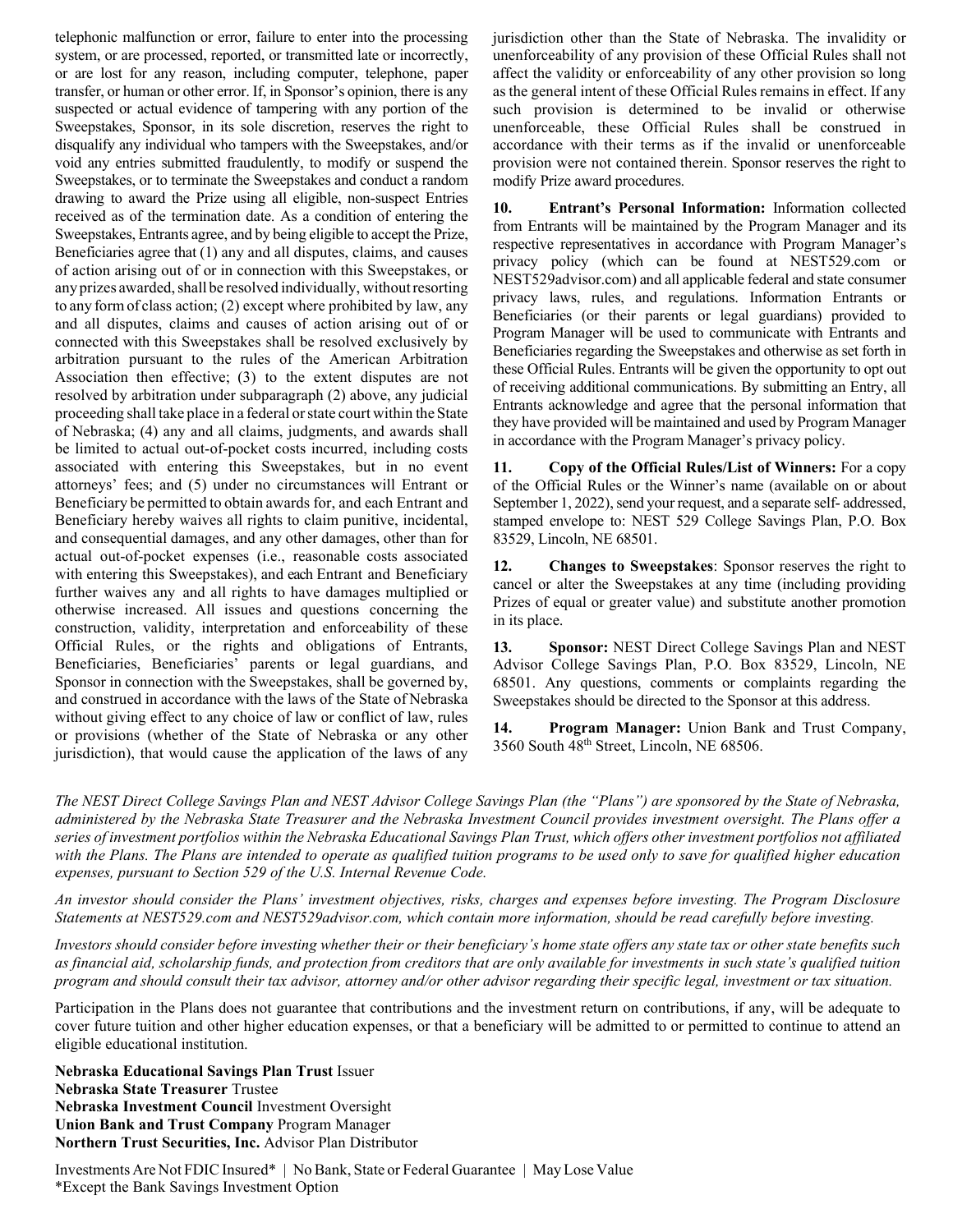telephonic malfunction or error, failure to enter into the processing system, or are processed, reported, or transmitted late or incorrectly, or are lost for any reason, including computer, telephone, paper transfer, or human or other error. If, in Sponsor's opinion, there is any suspected or actual evidence of tampering with any portion of the Sweepstakes, Sponsor, in its sole discretion, reserves the right to disqualify any individual who tampers with the Sweepstakes, and/or void any entries submitted fraudulently, to modify or suspend the Sweepstakes, or to terminate the Sweepstakes and conduct a random drawing to award the Prize using all eligible, non-suspect Entries received as of the termination date. As a condition of entering the Sweepstakes, Entrants agree, and by being eligible to accept the Prize, Beneficiaries agree that (1) any and all disputes, claims, and causes of action arising out of or in connection with this Sweepstakes, or any prizes awarded, shall be resolved individually, without resorting to any form of class action; (2) except where prohibited by law, any and all disputes, claims and causes of action arising out of or connected with this Sweepstakes shall be resolved exclusively by arbitration pursuant to the rules of the American Arbitration Association then effective; (3) to the extent disputes are not resolved by arbitration under subparagraph (2) above, any judicial proceeding shall take place in a federal or state court within the State of Nebraska; (4) any and all claims, judgments, and awards shall be limited to actual out-of-pocket costs incurred, including costs associated with entering this Sweepstakes, but in no event attorneys' fees; and (5) under no circumstances will Entrant or Beneficiary be permitted to obtain awards for, and each Entrant and Beneficiary hereby waives all rights to claim punitive, incidental, and consequential damages, and any other damages, other than for actual out-of-pocket expenses (i.e., reasonable costs associated with entering this Sweepstakes), and each Entrant and Beneficiary further waives any and all rights to have damages multiplied or otherwise increased. All issues and questions concerning the construction, validity, interpretation and enforceability of these Official Rules, or the rights and obligations of Entrants, Beneficiaries, Beneficiaries' parents or legal guardians, and Sponsor in connection with the Sweepstakes, shall be governed by, and construed in accordance with the laws of the State of Nebraska without giving effect to any choice of law or conflict of law, rules or provisions (whether of the State of Nebraska or any other jurisdiction), that would cause the application of the laws of any jurisdiction other than the State of Nebraska. The invalidity or unenforceability of any provision of these Official Rules shall not affect the validity or enforceability of any other provision so long as the general intent of these Official Rules remains in effect. If any such provision is determined to be invalid or otherwise unenforceable, these Official Rules shall be construed in accordance with their terms as if the invalid or unenforceable provision were not contained therein. Sponsor reserves the right to modify Prize award procedures.

**10. Entrant's Personal Information:** Information collected from Entrants will be maintained by the Program Manager and its respective representatives in accordance with Program Manager's privacy policy (which can be found at NEST529.com or NEST529advisor.com) and all applicable federal and state consumer privacy laws, rules, and regulations. Information Entrants or Beneficiaries (or their parents or legal guardians) provided to Program Manager will be used to communicate with Entrants and Beneficiaries regarding the Sweepstakes and otherwise as set forth in these Official Rules. Entrants will be given the opportunity to opt out of receiving additional communications. By submitting an Entry, all Entrants acknowledge and agree that the personal information that they have provided will be maintained and used by Program Manager in accordance with the Program Manager's privacy policy.

**11. Copy of the Official Rules/List of Winners:** For a copy of the Official Rules or the Winner's name (available on or about September 1, 2022), send your request, and a separate self- addressed, stamped envelope to: NEST 529 College Savings Plan, P.O. Box 83529, Lincoln, NE 68501.

**12. Changes to Sweepstakes**: Sponsor reserves the right to cancel or alter the Sweepstakes at any time (including providing Prizes of equal or greater value) and substitute another promotion in its place.

**13. Sponsor:** NEST Direct College Savings Plan and NEST Advisor College Savings Plan, P.O. Box 83529, Lincoln, NE 68501. Any questions, comments or complaints regarding the Sweepstakes should be directed to the Sponsor at this address.

**14. Program Manager:** Union Bank and Trust Company, 3560 South 48th Street, Lincoln, NE 68506.

*The NEST Direct College Savings Plan and NEST Advisor College Savings Plan (the "Plans") are sponsored by the State of Nebraska, administered by the Nebraska State Treasurer and the Nebraska Investment Council provides investment oversight. The Plans offer a series of investment portfolios within the Nebraska Educational Savings Plan Trust, which offers other investment portfolios not affiliated with the Plans. The Plans are intended to operate as qualified tuition programs to be used only to save for qualified higher education expenses, pursuant to Section 529 of the U.S. Internal Revenue Code.*

*An investor should consider the Plans' investment objectives, risks, charges and expenses before investing. The Program Disclosure Statements at NEST529.com and NEST529advisor.com, which contain more information, should be read carefully before investing.*

*Investors should consider before investing whether their or their beneficiary's home state offers any state tax or other state benefits such as financial aid, scholarship funds, and protection from creditors that are only available for investments in such state's qualified tuition program and should consult their tax advisor, attorney and/or other advisor regarding their specific legal, investment or tax situation.*

Participation in the Plans does not guarantee that contributions and the investment return on contributions, if any, will be adequate to cover future tuition and other higher education expenses, or that a beneficiary will be admitted to or permitted to continue to attend an eligible educational institution.

**Nebraska Educational Savings Plan Trust** Issuer
**Nebraska State Treasurer** Trustee
**Nebraska Investment Council** Investment Oversight
**Union Bank and Trust Company** Program Manager
**Northern Trust Securities, Inc.** Advisor Plan Distributor

Investments Are Not FDIC Insured* | No Bank, State or Federal Guarantee | May Lose Value
*Except the Bank Savings Investment Option